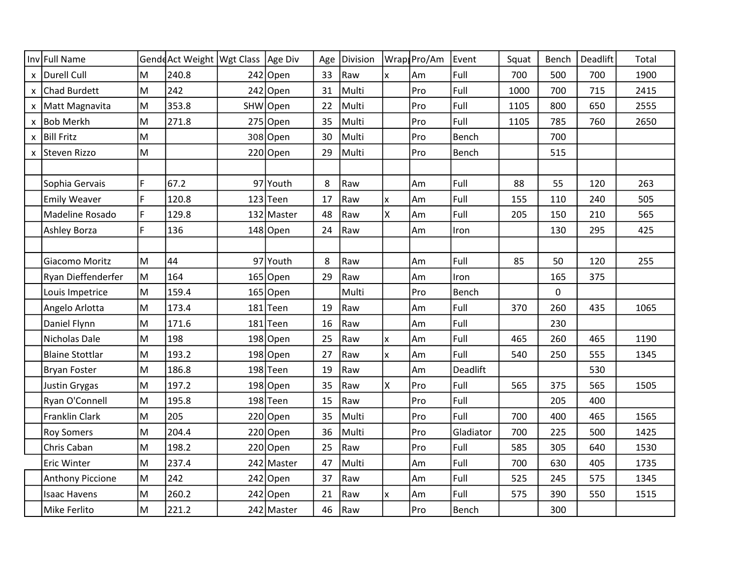| Inv | Full Name | Gende | Act Weight | Wgt Class | Age Div | Age | Division | Wrap | Pro/Am | Event | Squat | Bench | Deadlift | Total |
|---|---|---|---|---|---|---|---|---|---|---|---|---|---|---|
| x | Durell Cull | M | 240.8 | 242 | Open | 33 | Raw | x | Am | Full | 700 | 500 | 700 | 1900 |
| x | Chad Burdett | M | 242 | 242 | Open | 31 | Multi | | Pro | Full | 1000 | 700 | 715 | 2415 |
| x | Matt Magnavita | M | 353.8 | SHW | Open | 22 | Multi | | Pro | Full | 1105 | 800 | 650 | 2555 |
| x | Bob Merkh | M | 271.8 | 275 | Open | 35 | Multi | | Pro | Full | 1105 | 785 | 760 | 2650 |
| x | Bill Fritz | M | | 308 | Open | 30 | Multi | | Pro | Bench | | 700 | | |
| x | Steven Rizzo | M | | 220 | Open | 29 | Multi | | Pro | Bench | | 515 | | |
| | | | | | | | | | | | | | | |
| | Sophia Gervais | F | 67.2 | 97 | Youth | 8 | Raw | | Am | Full | 88 | 55 | 120 | 263 |
| | Emily Weaver | F | 120.8 | 123 | Teen | 17 | Raw | x | Am | Full | 155 | 110 | 240 | 505 |
| | Madeline Rosado | F | 129.8 | 132 | Master | 48 | Raw | X | Am | Full | 205 | 150 | 210 | 565 |
| | Ashley Borza | F | 136 | 148 | Open | 24 | Raw | | Am | Iron | | 130 | 295 | 425 |
| | | | | | | | | | | | | | | |
| | Giacomo Moritz | M | 44 | 97 | Youth | 8 | Raw | | Am | Full | 85 | 50 | 120 | 255 |
| | Ryan Dieffenderfer | M | 164 | 165 | Open | 29 | Raw | | Am | Iron | | 165 | 375 | |
| | Louis Impetrice | M | 159.4 | 165 | Open | | Multi | | Pro | Bench | | 0 | | |
| | Angelo Arlotta | M | 173.4 | 181 | Teen | 19 | Raw | | Am | Full | 370 | 260 | 435 | 1065 |
| | Daniel Flynn | M | 171.6 | 181 | Teen | 16 | Raw | | Am | Full | | 230 | | |
| | Nicholas Dale | M | 198 | 198 | Open | 25 | Raw | x | Am | Full | 465 | 260 | 465 | 1190 |
| | Blaine Stottlar | M | 193.2 | 198 | Open | 27 | Raw | x | Am | Full | 540 | 250 | 555 | 1345 |
| | Bryan Foster | M | 186.8 | 198 | Teen | 19 | Raw | | Am | Deadlift | | | 530 | |
| | Justin Grygas | M | 197.2 | 198 | Open | 35 | Raw | X | Pro | Full | 565 | 375 | 565 | 1505 |
| | Ryan O'Connell | M | 195.8 | 198 | Teen | 15 | Raw | | Pro | Full | | 205 | 400 | |
| | Franklin Clark | M | 205 | 220 | Open | 35 | Multi | | Pro | Full | 700 | 400 | 465 | 1565 |
| | Roy Somers | M | 204.4 | 220 | Open | 36 | Multi | | Pro | Gladiator | 700 | 225 | 500 | 1425 |
| | Chris Caban | M | 198.2 | 220 | Open | 25 | Raw | | Pro | Full | 585 | 305 | 640 | 1530 |
| | Eric Winter | M | 237.4 | 242 | Master | 47 | Multi | | Am | Full | 700 | 630 | 405 | 1735 |
| | Anthony Piccione | M | 242 | 242 | Open | 37 | Raw | | Am | Full | 525 | 245 | 575 | 1345 |
| | Isaac Havens | M | 260.2 | 242 | Open | 21 | Raw | x | Am | Full | 575 | 390 | 550 | 1515 |
| | Mike Ferlito | M | 221.2 | 242 | Master | 46 | Raw | | Pro | Bench | | 300 | | |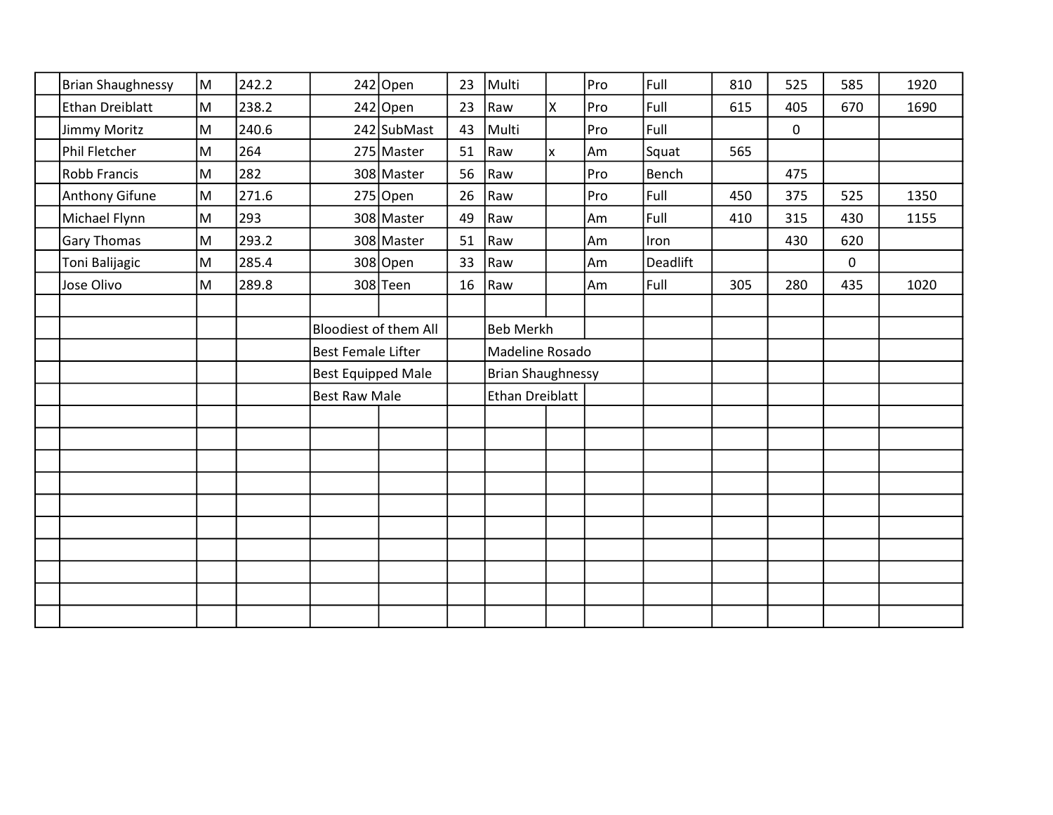| | | | | | | | | | | | | | | |
|---|---|---|---|---|---|---|---|---|---|---|---|---|---|---|
| | Brian Shaughnessy | M | 242.2 | 242 | Open | 23 | Multi | | Pro | Full | 810 | 525 | 585 | 1920 |
| | Ethan Dreiblatt | M | 238.2 | 242 | Open | 23 | Raw | X | Pro | Full | 615 | 405 | 670 | 1690 |
| | Jimmy Moritz | M | 240.6 | 242 | SubMast | 43 | Multi | | Pro | Full | | 0 | | |
| | Phil Fletcher | M | 264 | 275 | Master | 51 | Raw | x | Am | Squat | 565 | | | |
| | Robb Francis | M | 282 | 308 | Master | 56 | Raw | | Pro | Bench | | 475 | | |
| | Anthony Gifune | M | 271.6 | 275 | Open | 26 | Raw | | Pro | Full | 450 | 375 | 525 | 1350 |
| | Michael Flynn | M | 293 | 308 | Master | 49 | Raw | | Am | Full | 410 | 315 | 430 | 1155 |
| | Gary Thomas | M | 293.2 | 308 | Master | 51 | Raw | | Am | Iron | | 430 | 620 | |
| | Toni Balijagic | M | 285.4 | 308 | Open | 33 | Raw | | Am | Deadlift | | | 0 | |
| | Jose Olivo | M | 289.8 | 308 | Teen | 16 | Raw | | Am | Full | 305 | 280 | 435 | 1020 |
| | | | | | | | | | | | | | | |
| | | | | Bloodiest of them All | | | Beb Merkh | | | | | | | |
| | | | | Best Female Lifter | | | Madeline Rosado | | | | | | | |
| | | | | Best Equipped Male | | | Brian Shaughnessy | | | | | | | |
| | | | | Best Raw Male | | | Ethan Dreiblatt | | | | | | | |